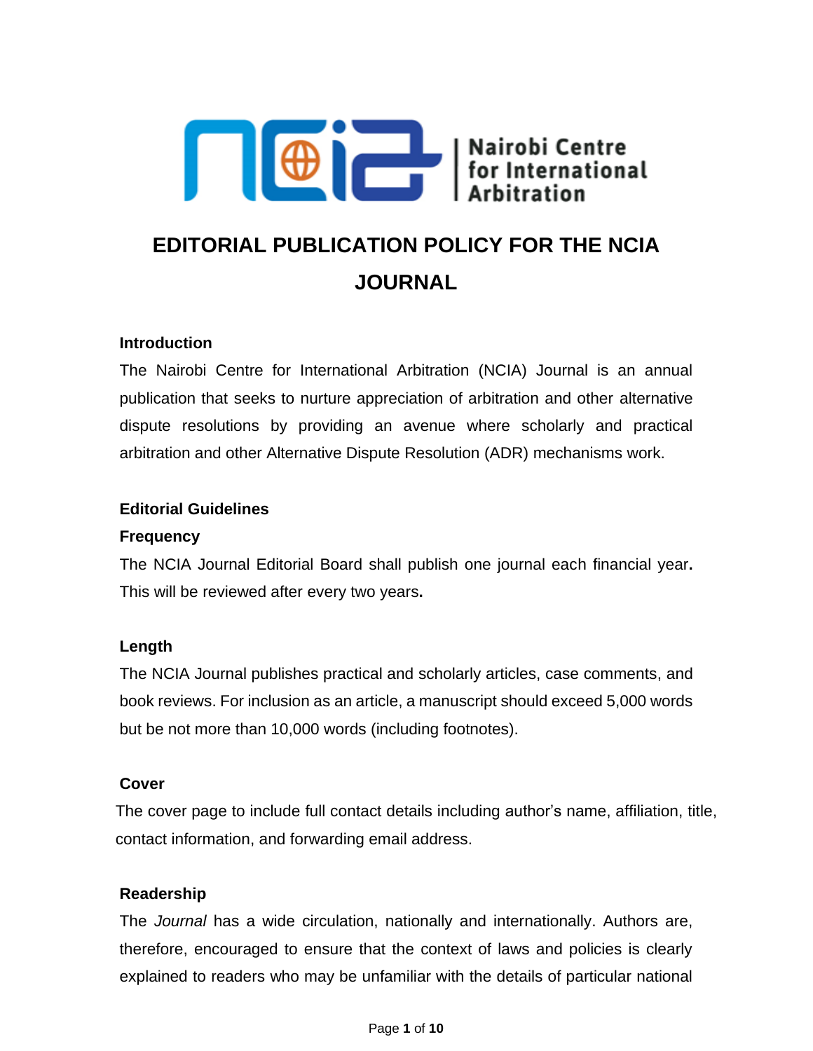# EDITORIAL PUBLICATION POLICY FOR THE NCIA JOURNAL

## Introduction

The Nairobi Centre for International Arbitration (NCIA) Journal is an annual publication that seeks to nurture appreciation of arbitration and other alternative dispute resolutions by providing an avenue where scholarly and practical arbitration and other Alternative Dispute Resolution (ADR) mechanisms work.

## Editorial Guidelines

### Frequency

The NCIA Journal Editorial Board shall publish one journal each financial year. This will be reviewed after every two years.

### Length

The NCIA Journal publishes practical and scholarly articles, case comments, and book reviews. For inclusion as an article, a manuscript should exceed 5,000 words but be not more than 10,000 words (including footnotes).

### Cover

The cover page to include full contact details including author's name, affiliation, title, contact information, and forwarding email address.

### Readership

The *Journal* has a wide circulation, nationally and internationally. Authors are, therefore, encouraged to ensure that the context of laws and policies is clearly explained to readers who may be unfamiliar with the details of particular national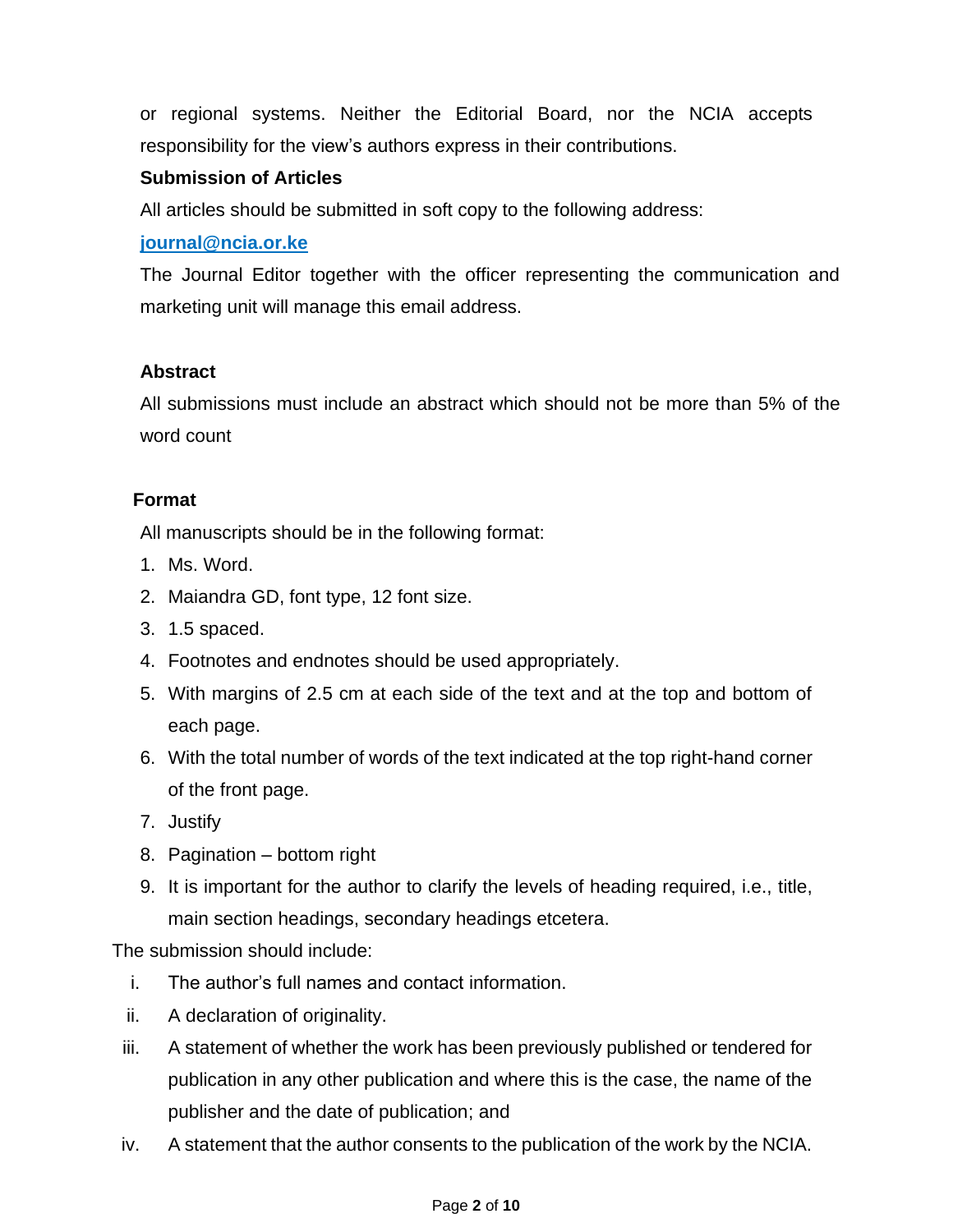or regional systems. Neither the Editorial Board, nor the NCIA accepts responsibility for the view's authors express in their contributions.

**Submission of Articles**

All articles should be submitted in soft copy to the following address:

**journal@ncia.or.ke**

The Journal Editor together with the officer representing the communication and marketing unit will manage this email address.

**Abstract**

All submissions must include an abstract which should not be more than 5% of the word count

**Format**

All manuscripts should be in the following format:

1. Ms. Word.
2. Maiandra GD, font type, 12 font size.
3. 1.5 spaced.
4. Footnotes and endnotes should be used appropriately.
5. With margins of 2.5 cm at each side of the text and at the top and bottom of each page.
6. With the total number of words of the text indicated at the top right-hand corner of the front page.
7. Justify
8. Pagination – bottom right
9. It is important for the author to clarify the levels of heading required, i.e., title, main section headings, secondary headings etcetera.

The submission should include:

i. The author's full names and contact information.
ii. A declaration of originality.
iii. A statement of whether the work has been previously published or tendered for publication in any other publication and where this is the case, the name of the publisher and the date of publication; and
iv. A statement that the author consents to the publication of the work by the NCIA.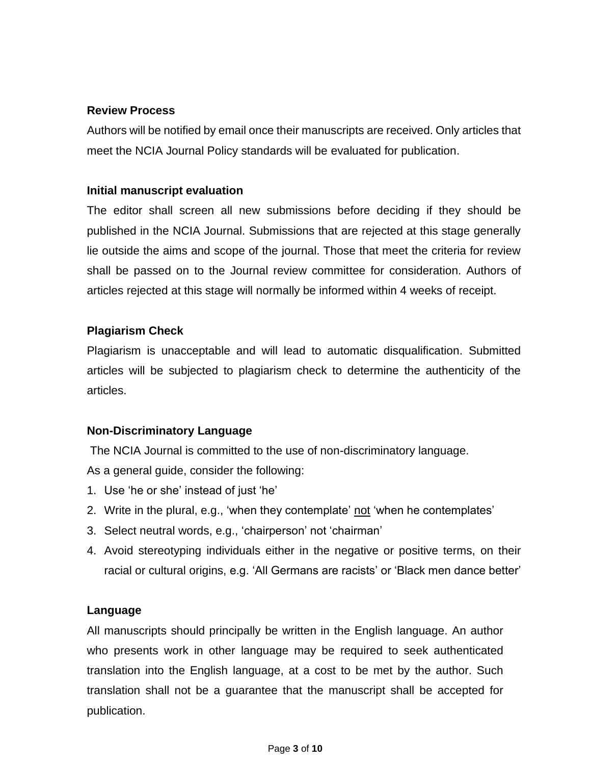**Review Process**

Authors will be notified by email once their manuscripts are received. Only articles that meet the NCIA Journal Policy standards will be evaluated for publication.

**Initial manuscript evaluation**

The editor shall screen all new submissions before deciding if they should be published in the NCIA Journal. Submissions that are rejected at this stage generally lie outside the aims and scope of the journal. Those that meet the criteria for review shall be passed on to the Journal review committee for consideration. Authors of articles rejected at this stage will normally be informed within 4 weeks of receipt.

**Plagiarism Check**

Plagiarism is unacceptable and will lead to automatic disqualification. Submitted articles will be subjected to plagiarism check to determine the authenticity of the articles.

**Non-Discriminatory Language**

The NCIA Journal is committed to the use of non-discriminatory language.

As a general guide, consider the following:

1. Use 'he or she' instead of just 'he'
2. Write in the plural, e.g., 'when they contemplate' <u>not</u> 'when he contemplates'
3. Select neutral words, e.g., 'chairperson' not 'chairman'
4. Avoid stereotyping individuals either in the negative or positive terms, on their racial or cultural origins, e.g. 'All Germans are racists' or 'Black men dance better'

**Language**

All manuscripts should principally be written in the English language. An author who presents work in other language may be required to seek authenticated translation into the English language, at a cost to be met by the author. Such translation shall not be a guarantee that the manuscript shall be accepted for publication.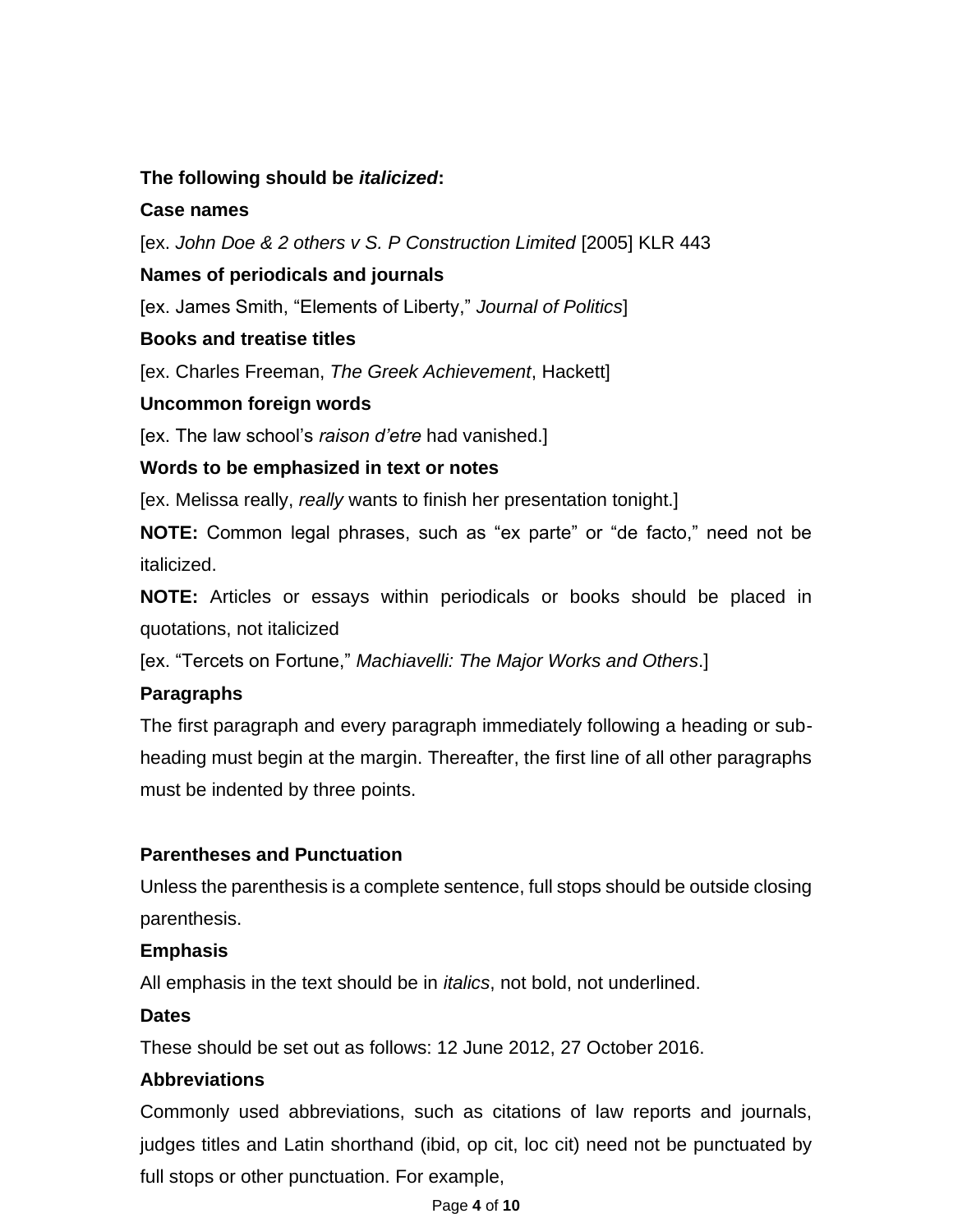**The following should be *italicized*:**

**Case names**

[ex. *John Doe & 2 others v S. P Construction Limited* [2005] KLR 443

**Names of periodicals and journals**

[ex. James Smith, "Elements of Liberty," *Journal of Politics*]

**Books and treatise titles**

[ex. Charles Freeman, *The Greek Achievement*, Hackett]

**Uncommon foreign words**

[ex. The law school's *raison d'etre* had vanished.]

**Words to be emphasized in text or notes**

[ex. Melissa really, *really* wants to finish her presentation tonight.]

**NOTE:** Common legal phrases, such as "ex parte" or "de facto," need not be italicized.

**NOTE:** Articles or essays within periodicals or books should be placed in quotations, not italicized

[ex. "Tercets on Fortune," *Machiavelli: The Major Works and Others*.]

**Paragraphs**

The first paragraph and every paragraph immediately following a heading or sub-heading must begin at the margin. Thereafter, the first line of all other paragraphs must be indented by three points.

**Parentheses and Punctuation**

Unless the parenthesis is a complete sentence, full stops should be outside closing parenthesis.

**Emphasis**

All emphasis in the text should be in *italics*, not bold, not underlined.

**Dates**

These should be set out as follows: 12 June 2012, 27 October 2016.

**Abbreviations**

Commonly used abbreviations, such as citations of law reports and journals, judges titles and Latin shorthand (ibid, op cit, loc cit) need not be punctuated by full stops or other punctuation. For example,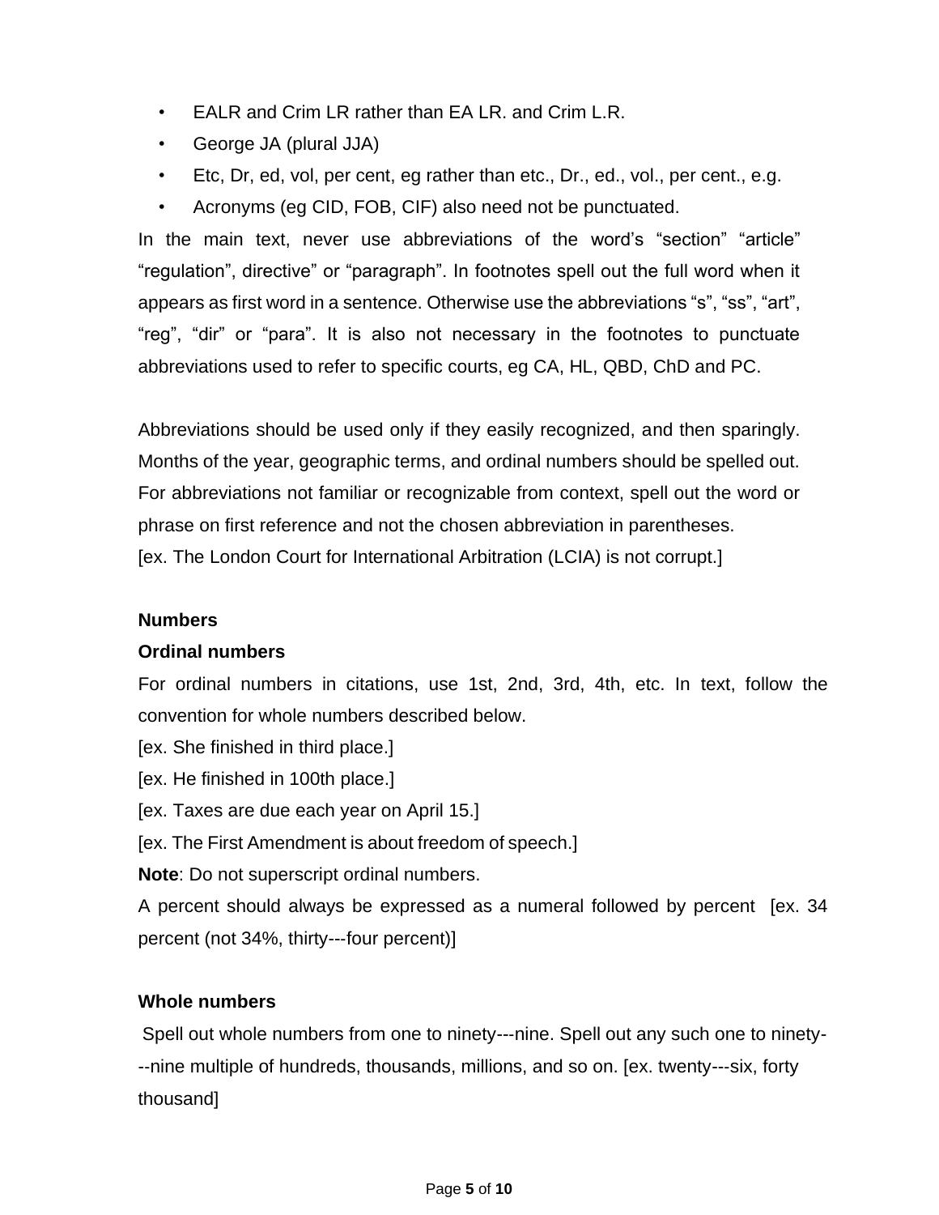- EALR and Crim LR rather than EA LR. and Crim L.R.
- George JA (plural JJA)
- Etc, Dr, ed, vol, per cent, eg rather than etc., Dr., ed., vol., per cent., e.g.
- Acronyms (eg CID, FOB, CIF) also need not be punctuated.

In the main text, never use abbreviations of the word's "section" "article" "regulation", directive" or "paragraph". In footnotes spell out the full word when it appears as first word in a sentence. Otherwise use the abbreviations "s", "ss", "art", "reg", "dir" or "para". It is also not necessary in the footnotes to punctuate abbreviations used to refer to specific courts, eg CA, HL, QBD, ChD and PC.

Abbreviations should be used only if they easily recognized, and then sparingly. Months of the year, geographic terms, and ordinal numbers should be spelled out. For abbreviations not familiar or recognizable from context, spell out the word or phrase on first reference and not the chosen abbreviation in parentheses.
[ex. The London Court for International Arbitration (LCIA) is not corrupt.]

**Numbers**

**Ordinal numbers**

For ordinal numbers in citations, use 1st, 2nd, 3rd, 4th, etc. In text, follow the convention for whole numbers described below.
[ex. She finished in third place.]
[ex. He finished in 100th place.]
[ex. Taxes are due each year on April 15.]
[ex. The First Amendment is about freedom of speech.]
**Note**: Do not superscript ordinal numbers.
A percent should always be expressed as a numeral followed by percent [ex. 34 percent (not 34%, thirty---four percent)]

**Whole numbers**

Spell out whole numbers from one to ninety---nine. Spell out any such one to ninety---nine multiple of hundreds, thousands, millions, and so on. [ex. twenty---six, forty thousand]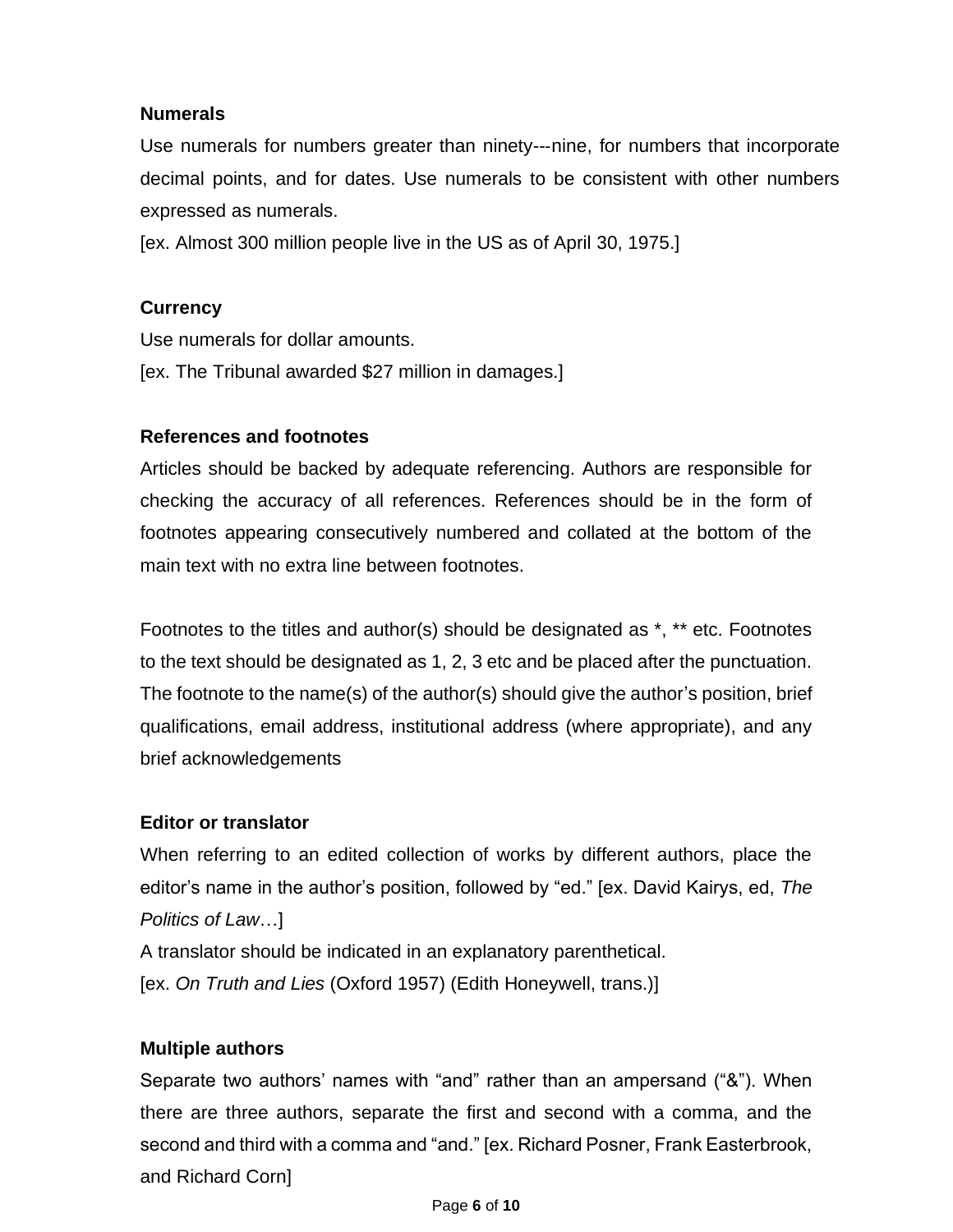**Numerals**

Use numerals for numbers greater than ninety---nine, for numbers that incorporate decimal points, and for dates. Use numerals to be consistent with other numbers expressed as numerals.

[ex. Almost 300 million people live in the US as of April 30, 1975.]

**Currency**

Use numerals for dollar amounts.

[ex. The Tribunal awarded $27 million in damages.]

**References and footnotes**

Articles should be backed by adequate referencing. Authors are responsible for checking the accuracy of all references. References should be in the form of footnotes appearing consecutively numbered and collated at the bottom of the main text with no extra line between footnotes.

Footnotes to the titles and author(s) should be designated as *, ** etc. Footnotes to the text should be designated as 1, 2, 3 etc and be placed after the punctuation. The footnote to the name(s) of the author(s) should give the author's position, brief qualifications, email address, institutional address (where appropriate), and any brief acknowledgements

**Editor or translator**

When referring to an edited collection of works by different authors, place the editor's name in the author's position, followed by "ed." [ex. David Kairys, ed, *The Politics of Law*…]

A translator should be indicated in an explanatory parenthetical.

[ex. *On Truth and Lies* (Oxford 1957) (Edith Honeywell, trans.)]

**Multiple authors**

Separate two authors' names with "and" rather than an ampersand ("&"). When there are three authors, separate the first and second with a comma, and the second and third with a comma and "and." [ex. Richard Posner, Frank Easterbrook, and Richard Corn]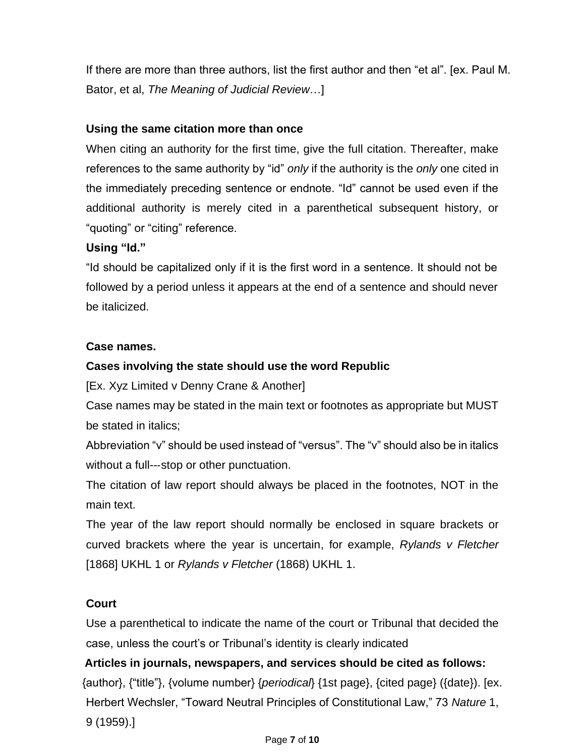If there are more than three authors, list the first author and then “et al”. [ex. Paul M. Bator, et al, *The Meaning of Judicial Review*…]

**Using the same citation more than once**

When citing an authority for the first time, give the full citation. Thereafter, make references to the same authority by “id” *only* if the authority is the *only* one cited in the immediately preceding sentence or endnote. “Id” cannot be used even if the additional authority is merely cited in a parenthetical subsequent history, or “quoting” or “citing” reference.

**Using “Id.”**

“Id should be capitalized only if it is the first word in a sentence. It should not be followed by a period unless it appears at the end of a sentence and should never be italicized.

**Case names.**

**Cases involving the state should use the word Republic**

[Ex. Xyz Limited v Denny Crane & Another]

Case names may be stated in the main text or footnotes as appropriate but MUST be stated in italics;

Abbreviation “v” should be used instead of “versus”. The “v” should also be in italics without a full---stop or other punctuation.

The citation of law report should always be placed in the footnotes, NOT in the main text.

The year of the law report should normally be enclosed in square brackets or curved brackets where the year is uncertain, for example, *Rylands v Fletcher* [1868] UKHL 1 or *Rylands v Fletcher* (1868) UKHL 1.

**Court**

Use a parenthetical to indicate the name of the court or Tribunal that decided the case, unless the court’s or Tribunal’s identity is clearly indicated

**Articles in journals, newspapers, and services should be cited as follows:**

{author}, {“title”}, {volume number} {*periodical*} {1st page}, {cited page} ({date}). [ex. Herbert Wechsler, “Toward Neutral Principles of Constitutional Law,” 73 *Nature* 1, 9 (1959).]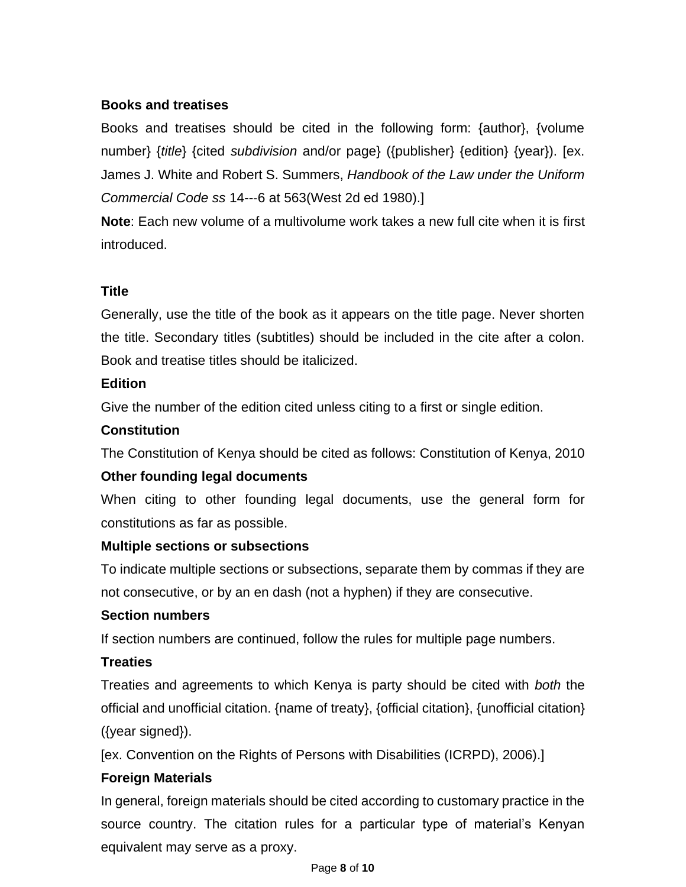**Books and treatises**

Books and treatises should be cited in the following form: {author}, {volume number} {*title*} {cited *subdivision* and/or page} ({publisher} {edition} {year}). [ex. James J. White and Robert S. Summers, *Handbook of the Law under the Uniform Commercial Code ss* 14---6 at 563(West 2d ed 1980).]

**Note**: Each new volume of a multivolume work takes a new full cite when it is first introduced.

**Title**

Generally, use the title of the book as it appears on the title page. Never shorten the title. Secondary titles (subtitles) should be included in the cite after a colon. Book and treatise titles should be italicized.

**Edition**

Give the number of the edition cited unless citing to a first or single edition.

**Constitution**

The Constitution of Kenya should be cited as follows: Constitution of Kenya, 2010

**Other founding legal documents**

When citing to other founding legal documents, use the general form for constitutions as far as possible.

**Multiple sections or subsections**

To indicate multiple sections or subsections, separate them by commas if they are not consecutive, or by an en dash (not a hyphen) if they are consecutive.

**Section numbers**

If section numbers are continued, follow the rules for multiple page numbers.

**Treaties**

Treaties and agreements to which Kenya is party should be cited with *both* the official and unofficial citation. {name of treaty}, {official citation}, {unofficial citation} ({year signed}).

[ex. Convention on the Rights of Persons with Disabilities (ICRPD), 2006).]

**Foreign Materials**

In general, foreign materials should be cited according to customary practice in the source country. The citation rules for a particular type of material's Kenyan equivalent may serve as a proxy.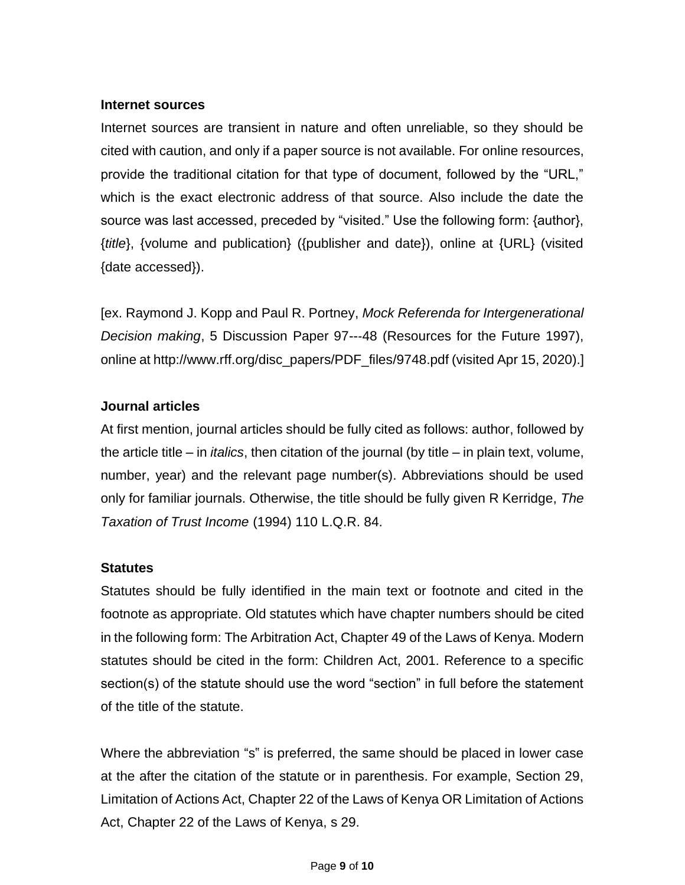**Internet sources**

Internet sources are transient in nature and often unreliable, so they should be cited with caution, and only if a paper source is not available. For online resources, provide the traditional citation for that type of document, followed by the "URL," which is the exact electronic address of that source. Also include the date the source was last accessed, preceded by "visited." Use the following form: {author}, {*title*}, {volume and publication} ({publisher and date}), online at {URL} (visited {date accessed}).

[ex. Raymond J. Kopp and Paul R. Portney, *Mock Referenda for Intergenerational Decision making*, 5 Discussion Paper 97---48 (Resources for the Future 1997), online at http://www.rff.org/disc_papers/PDF_files/9748.pdf (visited Apr 15, 2020).]

**Journal articles**

At first mention, journal articles should be fully cited as follows: author, followed by the article title – in *italics*, then citation of the journal (by title – in plain text, volume, number, year) and the relevant page number(s). Abbreviations should be used only for familiar journals. Otherwise, the title should be fully given R Kerridge, *The Taxation of Trust Income* (1994) 110 L.Q.R. 84.

**Statutes**

Statutes should be fully identified in the main text or footnote and cited in the footnote as appropriate. Old statutes which have chapter numbers should be cited in the following form: The Arbitration Act, Chapter 49 of the Laws of Kenya. Modern statutes should be cited in the form: Children Act, 2001. Reference to a specific section(s) of the statute should use the word "section" in full before the statement of the title of the statute.

Where the abbreviation "s" is preferred, the same should be placed in lower case at the after the citation of the statute or in parenthesis. For example, Section 29, Limitation of Actions Act, Chapter 22 of the Laws of Kenya OR Limitation of Actions Act, Chapter 22 of the Laws of Kenya, s 29.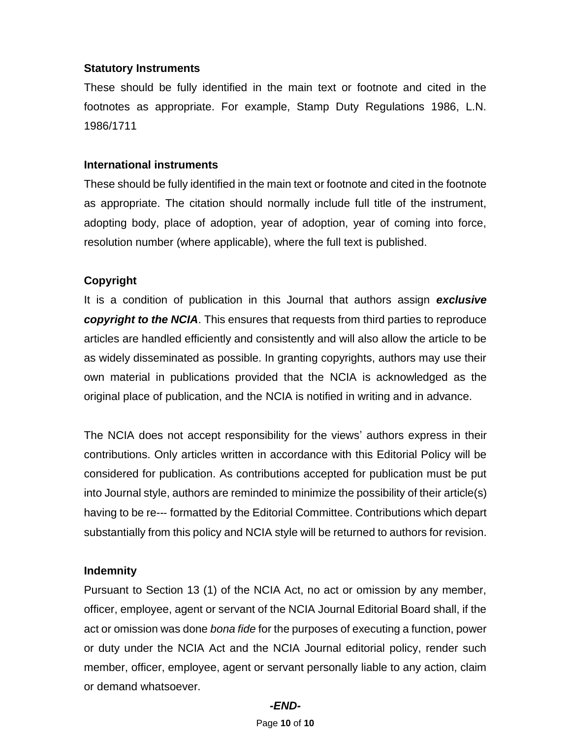**Statutory Instruments**

These should be fully identified in the main text or footnote and cited in the footnotes as appropriate. For example, Stamp Duty Regulations 1986, L.N. 1986/1711

**International instruments**

These should be fully identified in the main text or footnote and cited in the footnote as appropriate. The citation should normally include full title of the instrument, adopting body, place of adoption, year of adoption, year of coming into force, resolution number (where applicable), where the full text is published.

**Copyright**

It is a condition of publication in this Journal that authors assign ***exclusive copyright to the NCIA***. This ensures that requests from third parties to reproduce articles are handled efficiently and consistently and will also allow the article to be as widely disseminated as possible. In granting copyrights, authors may use their own material in publications provided that the NCIA is acknowledged as the original place of publication, and the NCIA is notified in writing and in advance.

The NCIA does not accept responsibility for the views' authors express in their contributions. Only articles written in accordance with this Editorial Policy will be considered for publication. As contributions accepted for publication must be put into Journal style, authors are reminded to minimize the possibility of their article(s) having to be re--- formatted by the Editorial Committee. Contributions which depart substantially from this policy and NCIA style will be returned to authors for revision.

**Indemnity**

Pursuant to Section 13 (1) of the NCIA Act, no act or omission by any member, officer, employee, agent or servant of the NCIA Journal Editorial Board shall, if the act or omission was done *bona fide* for the purposes of executing a function, power or duty under the NCIA Act and the NCIA Journal editorial policy, render such member, officer, employee, agent or servant personally liable to any action, claim or demand whatsoever.

***-END-***